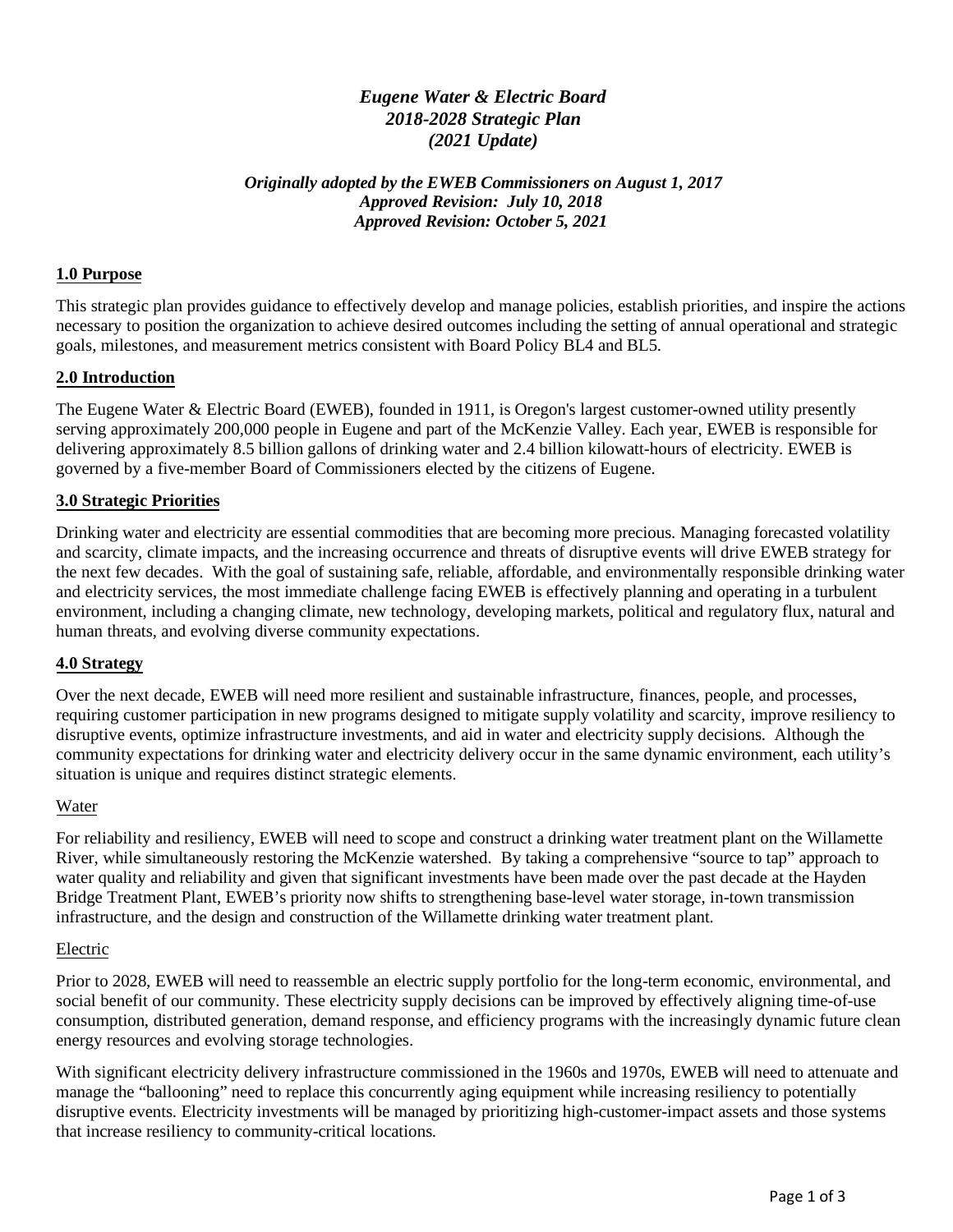***Eugene Water & Electric Board***
***2018-2028 Strategic Plan***
***(2021 Update)***

***Originally adopted by the EWEB Commissioners on August 1, 2017***
***Approved Revision: July 10, 2018***
***Approved Revision: October 5, 2021***

## 1.0 Purpose

This strategic plan provides guidance to effectively develop and manage policies, establish priorities, and inspire the actions necessary to position the organization to achieve desired outcomes including the setting of annual operational and strategic goals, milestones, and measurement metrics consistent with Board Policy BL4 and BL5.

## 2.0 Introduction

The Eugene Water & Electric Board (EWEB), founded in 1911, is Oregon's largest customer-owned utility presently serving approximately 200,000 people in Eugene and part of the McKenzie Valley. Each year, EWEB is responsible for delivering approximately 8.5 billion gallons of drinking water and 2.4 billion kilowatt-hours of electricity. EWEB is governed by a five-member Board of Commissioners elected by the citizens of Eugene.

## 3.0 Strategic Priorities

Drinking water and electricity are essential commodities that are becoming more precious. Managing forecasted volatility and scarcity, climate impacts, and the increasing occurrence and threats of disruptive events will drive EWEB strategy for the next few decades. With the goal of sustaining safe, reliable, affordable, and environmentally responsible drinking water and electricity services, the most immediate challenge facing EWEB is effectively planning and operating in a turbulent environment, including a changing climate, new technology, developing markets, political and regulatory flux, natural and human threats, and evolving diverse community expectations.

## 4.0 Strategy

Over the next decade, EWEB will need more resilient and sustainable infrastructure, finances, people, and processes, requiring customer participation in new programs designed to mitigate supply volatility and scarcity, improve resiliency to disruptive events, optimize infrastructure investments, and aid in water and electricity supply decisions. Although the community expectations for drinking water and electricity delivery occur in the same dynamic environment, each utility's situation is unique and requires distinct strategic elements.

### Water

For reliability and resiliency, EWEB will need to scope and construct a drinking water treatment plant on the Willamette River, while simultaneously restoring the McKenzie watershed. By taking a comprehensive "source to tap" approach to water quality and reliability and given that significant investments have been made over the past decade at the Hayden Bridge Treatment Plant, EWEB's priority now shifts to strengthening base-level water storage, in-town transmission infrastructure, and the design and construction of the Willamette drinking water treatment plant.

### Electric

Prior to 2028, EWEB will need to reassemble an electric supply portfolio for the long-term economic, environmental, and social benefit of our community. These electricity supply decisions can be improved by effectively aligning time-of-use consumption, distributed generation, demand response, and efficiency programs with the increasingly dynamic future clean energy resources and evolving storage technologies.

With significant electricity delivery infrastructure commissioned in the 1960s and 1970s, EWEB will need to attenuate and manage the "ballooning" need to replace this concurrently aging equipment while increasing resiliency to potentially disruptive events. Electricity investments will be managed by prioritizing high-customer-impact assets and those systems that increase resiliency to community-critical locations.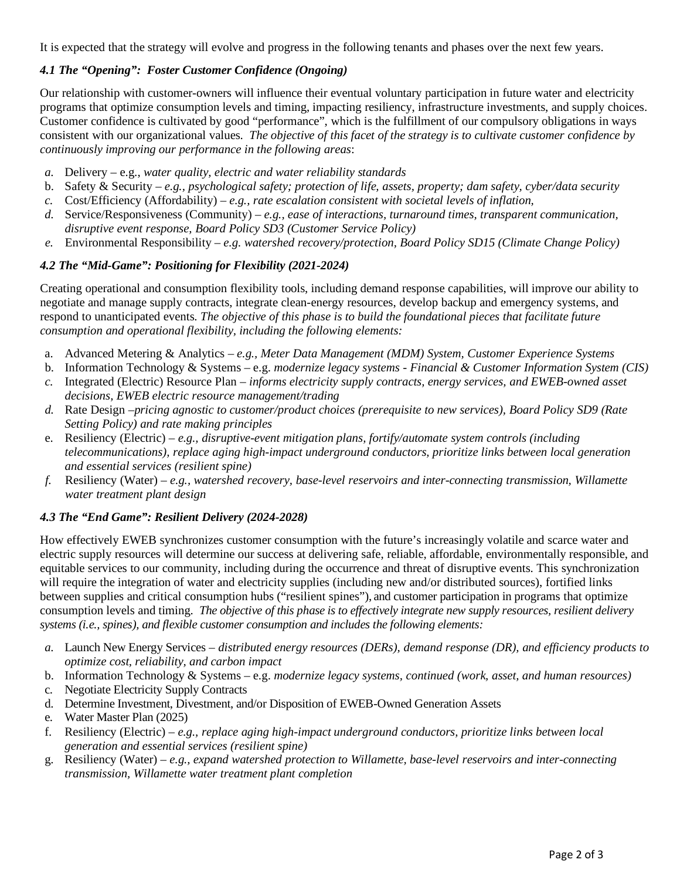It is expected that the strategy will evolve and progress in the following tenants and phases over the next few years.

### *4.1 The "Opening": Foster Customer Confidence (Ongoing)*

Our relationship with customer-owners will influence their eventual voluntary participation in future water and electricity programs that optimize consumption levels and timing, impacting resiliency, infrastructure investments, and supply choices. Customer confidence is cultivated by good "performance", which is the fulfillment of our compulsory obligations in ways consistent with our organizational values. *The objective of this facet of the strategy is to cultivate customer confidence by continuously improving our performance in the following areas*:

- *a.* Delivery – e.g., *water quality, electric and water reliability standards*
- b. Safety & Security – *e.g., psychological safety; protection of life, assets, property; dam safety, cyber/data security*
- *c.* Cost/Efficiency (Affordability) – *e.g., rate escalation consistent with societal levels of inflation,*
- *d.* Service/Responsiveness (Community) – *e.g., ease of interactions, turnaround times, transparent communication, disruptive event response, Board Policy SD3 (Customer Service Policy)*
- *e.* Environmental Responsibility – *e.g. watershed recovery/protection, Board Policy SD15 (Climate Change Policy)*

### *4.2 The "Mid-Game": Positioning for Flexibility (2021-2024)*

Creating operational and consumption flexibility tools, including demand response capabilities, will improve our ability to negotiate and manage supply contracts, integrate clean-energy resources, develop backup and emergency systems, and respond to unanticipated events. *The objective of this phase is to build the foundational pieces that facilitate future consumption and operational flexibility, including the following elements:*

- a. Advanced Metering & Analytics – *e.g., Meter Data Management (MDM) System, Customer Experience Systems*
- b. Information Technology & Systems – e.g. *modernize legacy systems - Financial & Customer Information System (CIS)*
- *c.* Integrated (Electric) Resource Plan – *informs electricity supply contracts, energy services, and EWEB-owned asset decisions, EWEB electric resource management/trading*
- *d.* Rate Design –*pricing agnostic to customer/product choices (prerequisite to new services), Board Policy SD9 (Rate Setting Policy) and rate making principles*
- e. Resiliency (Electric) – *e.g., disruptive-event mitigation plans, fortify/automate system controls (including telecommunications), replace aging high-impact underground conductors, prioritize links between local generation and essential services (resilient spine)*
- *f.* Resiliency (Water) – *e.g., watershed recovery, base-level reservoirs and inter-connecting transmission, Willamette water treatment plant design*

### *4.3 The "End Game": Resilient Delivery (2024-2028)*

How effectively EWEB synchronizes customer consumption with the future's increasingly volatile and scarce water and electric supply resources will determine our success at delivering safe, reliable, affordable, environmentally responsible, and equitable services to our community, including during the occurrence and threat of disruptive events. This synchronization will require the integration of water and electricity supplies (including new and/or distributed sources), fortified links between supplies and critical consumption hubs ("resilient spines"), and customer participation in programs that optimize consumption levels and timing. *The objective of this phase is to effectively integrate new supply resources, resilient delivery systems (i.e., spines), and flexible customer consumption and includes the following elements:*

- *a.* Launch New Energy Services – *distributed energy resources (DERs), demand response (DR), and efficiency products to optimize cost, reliability, and carbon impact*
- b. Information Technology & Systems – e.g. *modernize legacy systems, continued (work, asset, and human resources)*
- c. Negotiate Electricity Supply Contracts
- d. Determine Investment, Divestment, and/or Disposition of EWEB-Owned Generation Assets
- e. Water Master Plan (2025)
- f. Resiliency (Electric) – *e.g., replace aging high-impact underground conductors, prioritize links between local generation and essential services (resilient spine)*
- g. Resiliency (Water) – *e.g., expand watershed protection to Willamette, base-level reservoirs and inter-connecting transmission, Willamette water treatment plant completion*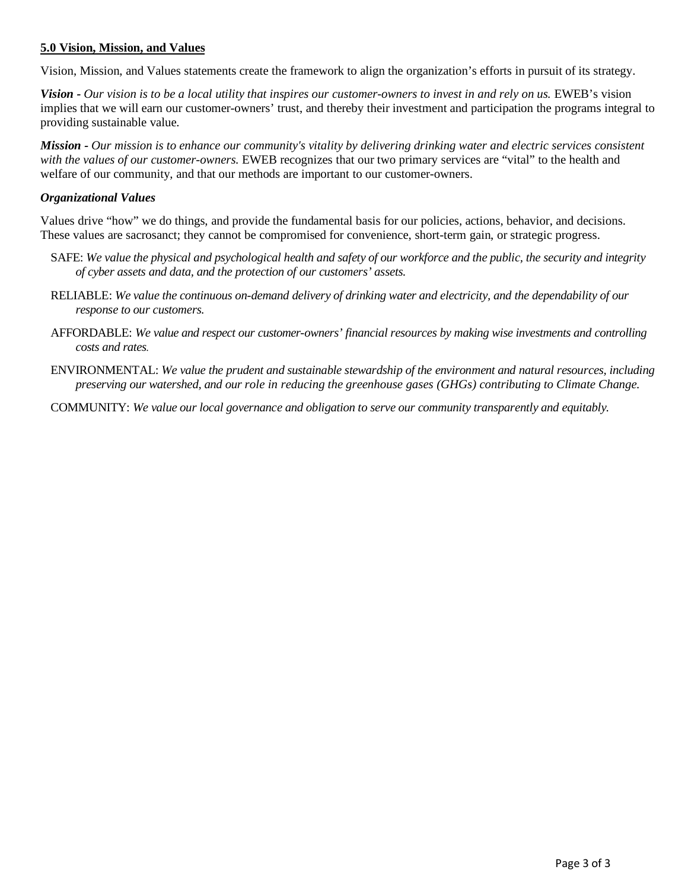**5.0 Vision, Mission, and Values**

Vision, Mission, and Values statements create the framework to align the organization's efforts in pursuit of its strategy.

***Vision*** *- Our vision is to be a local utility that inspires our customer-owners to invest in and rely on us.* EWEB's vision implies that we will earn our customer-owners' trust, and thereby their investment and participation the programs integral to providing sustainable value.

***Mission*** *- Our mission is to enhance our community's vitality by delivering drinking water and electric services consistent with the values of our customer-owners.* EWEB recognizes that our two primary services are "vital" to the health and welfare of our community, and that our methods are important to our customer-owners.

***Organizational Values***

Values drive "how" we do things, and provide the fundamental basis for our policies, actions, behavior, and decisions. These values are sacrosanct; they cannot be compromised for convenience, short-term gain, or strategic progress.

SAFE: *We value the physical and psychological health and safety of our workforce and the public, the security and integrity of cyber assets and data, and the protection of our customers' assets.*

RELIABLE: *We value the continuous on-demand delivery of drinking water and electricity, and the dependability of our response to our customers.*

AFFORDABLE: *We value and respect our customer-owners' financial resources by making wise investments and controlling costs and rates.*

ENVIRONMENTAL: *We value the prudent and sustainable stewardship of the environment and natural resources, including preserving our watershed, and our role in reducing the greenhouse gases (GHGs) contributing to Climate Change.*

COMMUNITY: *We value our local governance and obligation to serve our community transparently and equitably.*